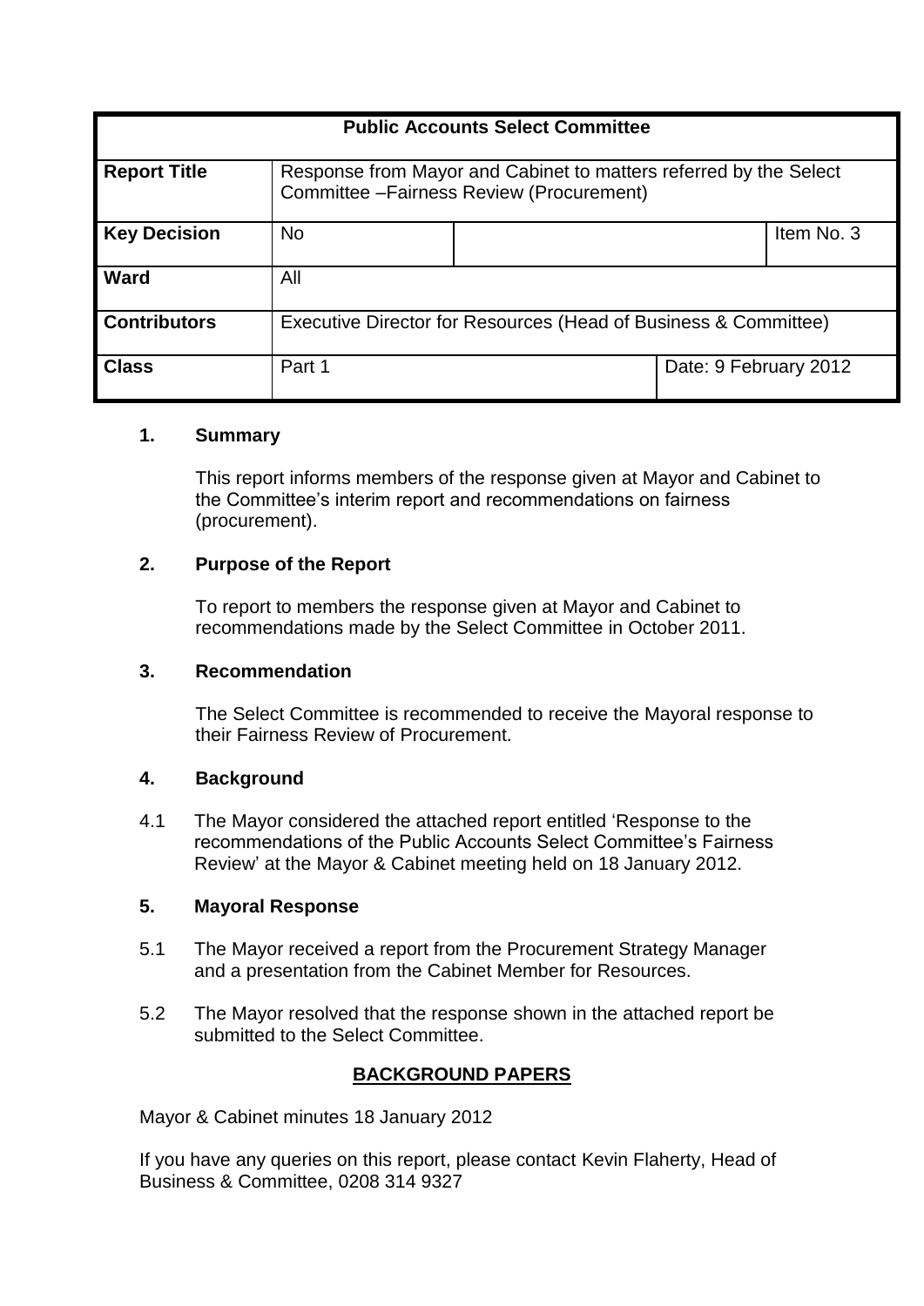| Public Accounts Select Committee | | | |
|---|---|---|---|
| **Report Title** | Response from Mayor and Cabinet to matters referred by the Select Committee –Fairness Review (Procurement) | | |
| **Key Decision** | No | | Item No. 3 |
| **Ward** | All | | |
| **Contributors** | Executive Director for Resources (Head of Business & Committee) | | |
| **Class** | Part 1 | Date: 9 February 2012 | |

## 1. Summary

This report informs members of the response given at Mayor and Cabinet to the Committee's interim report and recommendations on fairness (procurement).

## 2. Purpose of the Report

To report to members the response given at Mayor and Cabinet to recommendations made by the Select Committee in October 2011.

## 3. Recommendation

The Select Committee is recommended to receive the Mayoral response to their Fairness Review of Procurement.

## 4. Background

4.1 The Mayor considered the attached report entitled 'Response to the recommendations of the Public Accounts Select Committee's Fairness Review' at the Mayor & Cabinet meeting held on 18 January 2012.

## 5. Mayoral Response

5.1 The Mayor received a report from the Procurement Strategy Manager and a presentation from the Cabinet Member for Resources.

5.2 The Mayor resolved that the response shown in the attached report be submitted to the Select Committee.

## BACKGROUND PAPERS

Mayor & Cabinet minutes 18 January 2012

If you have any queries on this report, please contact Kevin Flaherty, Head of Business & Committee, 0208 314 9327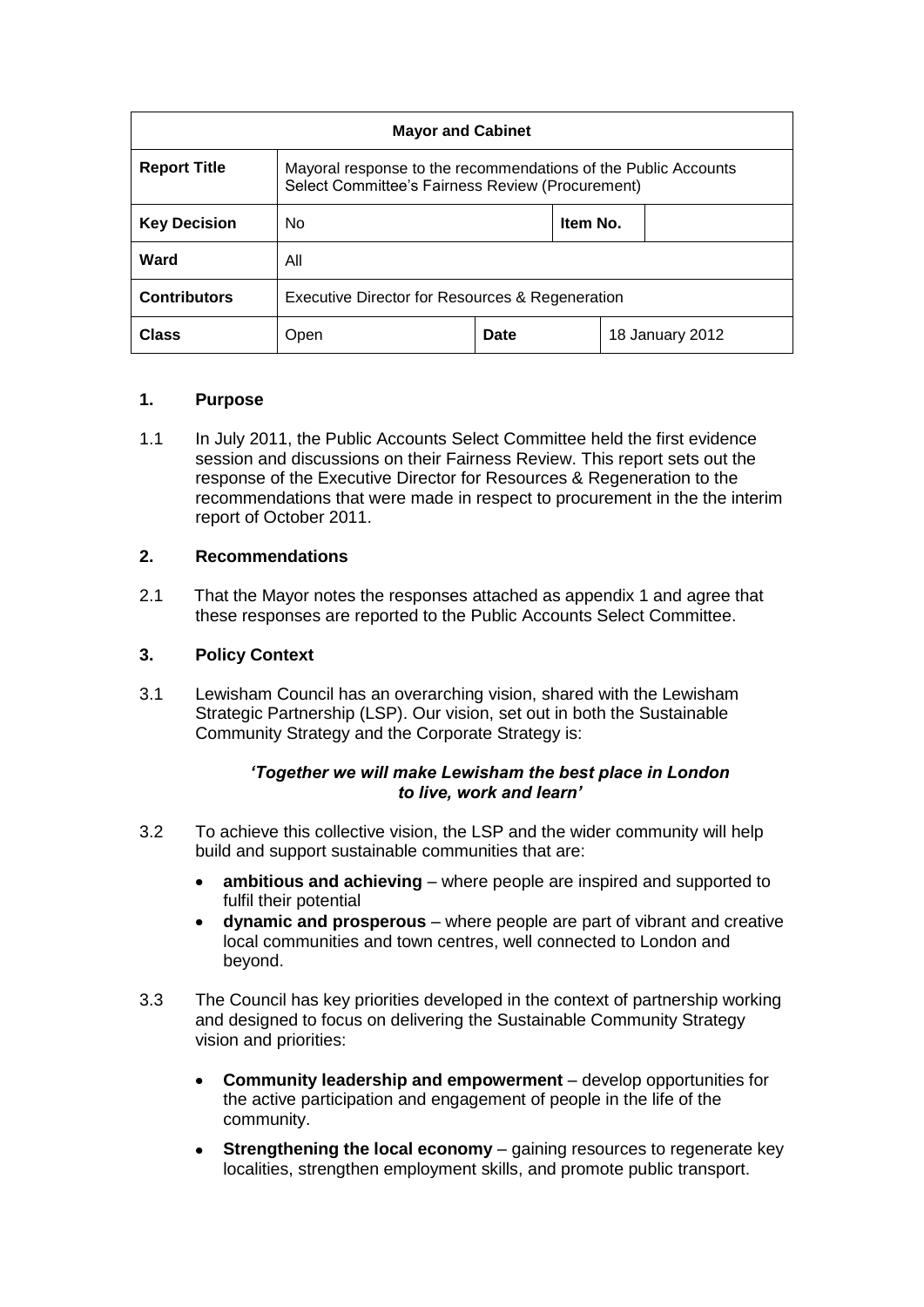| Mayor and Cabinet | | | | |
|---|---|---|---|---|
| **Report Title** | Mayoral response to the recommendations of the Public Accounts Select Committee's Fairness Review (Procurement) | | | |
| **Key Decision** | No | | **Item No.** | |
| **Ward** | All | | | |
| **Contributors** | Executive Director for Resources & Regeneration | | | |
| **Class** | Open | **Date** | | 18 January 2012 |

## 1. Purpose

1.1 In July 2011, the Public Accounts Select Committee held the first evidence session and discussions on their Fairness Review. This report sets out the response of the Executive Director for Resources & Regeneration to the recommendations that were made in respect to procurement in the the interim report of October 2011.

## 2. Recommendations

2.1 That the Mayor notes the responses attached as appendix 1 and agree that these responses are reported to the Public Accounts Select Committee.

## 3. Policy Context

3.1 Lewisham Council has an overarching vision, shared with the Lewisham Strategic Partnership (LSP). Our vision, set out in both the Sustainable Community Strategy and the Corporate Strategy is:

***'Together we will make Lewisham the best place in London to live, work and learn'***

3.2 To achieve this collective vision, the LSP and the wider community will help build and support sustainable communities that are:

- **ambitious and achieving** – where people are inspired and supported to fulfil their potential
- **dynamic and prosperous** – where people are part of vibrant and creative local communities and town centres, well connected to London and beyond.

3.3 The Council has key priorities developed in the context of partnership working and designed to focus on delivering the Sustainable Community Strategy vision and priorities:

- **Community leadership and empowerment** – develop opportunities for the active participation and engagement of people in the life of the community.
- **Strengthening the local economy** – gaining resources to regenerate key localities, strengthen employment skills, and promote public transport.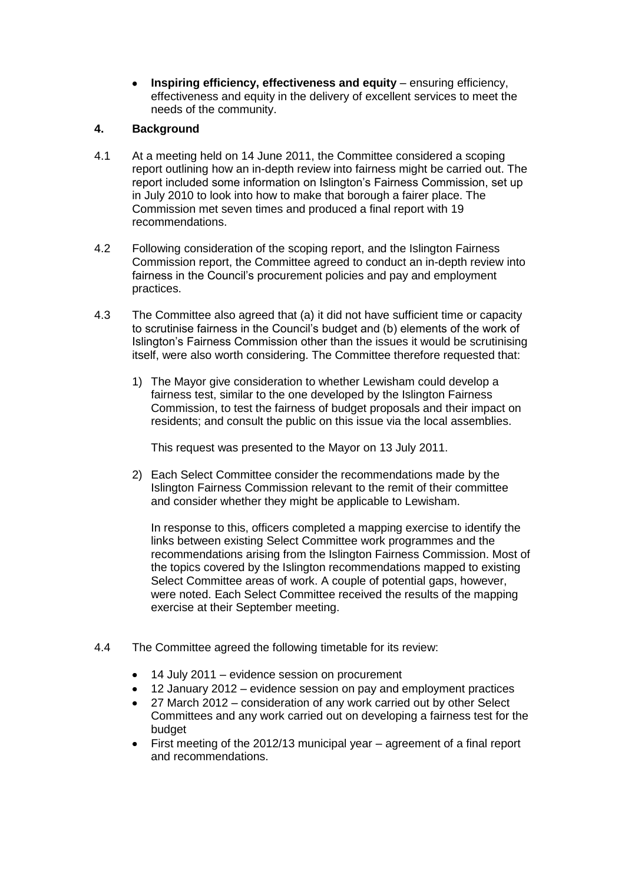- **Inspiring efficiency, effectiveness and equity** – ensuring efficiency, effectiveness and equity in the delivery of excellent services to meet the needs of the community.

## 4. Background

4.1 At a meeting held on 14 June 2011, the Committee considered a scoping report outlining how an in-depth review into fairness might be carried out. The report included some information on Islington's Fairness Commission, set up in July 2010 to look into how to make that borough a fairer place. The Commission met seven times and produced a final report with 19 recommendations.

4.2 Following consideration of the scoping report, and the Islington Fairness Commission report, the Committee agreed to conduct an in-depth review into fairness in the Council's procurement policies and pay and employment practices.

4.3 The Committee also agreed that (a) it did not have sufficient time or capacity to scrutinise fairness in the Council's budget and (b) elements of the work of Islington's Fairness Commission other than the issues it would be scrutinising itself, were also worth considering. The Committee therefore requested that:

1) The Mayor give consideration to whether Lewisham could develop a fairness test, similar to the one developed by the Islington Fairness Commission, to test the fairness of budget proposals and their impact on residents; and consult the public on this issue via the local assemblies.

   This request was presented to the Mayor on 13 July 2011.

2) Each Select Committee consider the recommendations made by the Islington Fairness Commission relevant to the remit of their committee and consider whether they might be applicable to Lewisham.

   In response to this, officers completed a mapping exercise to identify the links between existing Select Committee work programmes and the recommendations arising from the Islington Fairness Commission. Most of the topics covered by the Islington recommendations mapped to existing Select Committee areas of work. A couple of potential gaps, however, were noted. Each Select Committee received the results of the mapping exercise at their September meeting.

4.4 The Committee agreed the following timetable for its review:

- 14 July 2011 – evidence session on procurement
- 12 January 2012 – evidence session on pay and employment practices
- 27 March 2012 – consideration of any work carried out by other Select Committees and any work carried out on developing a fairness test for the budget
- First meeting of the 2012/13 municipal year – agreement of a final report and recommendations.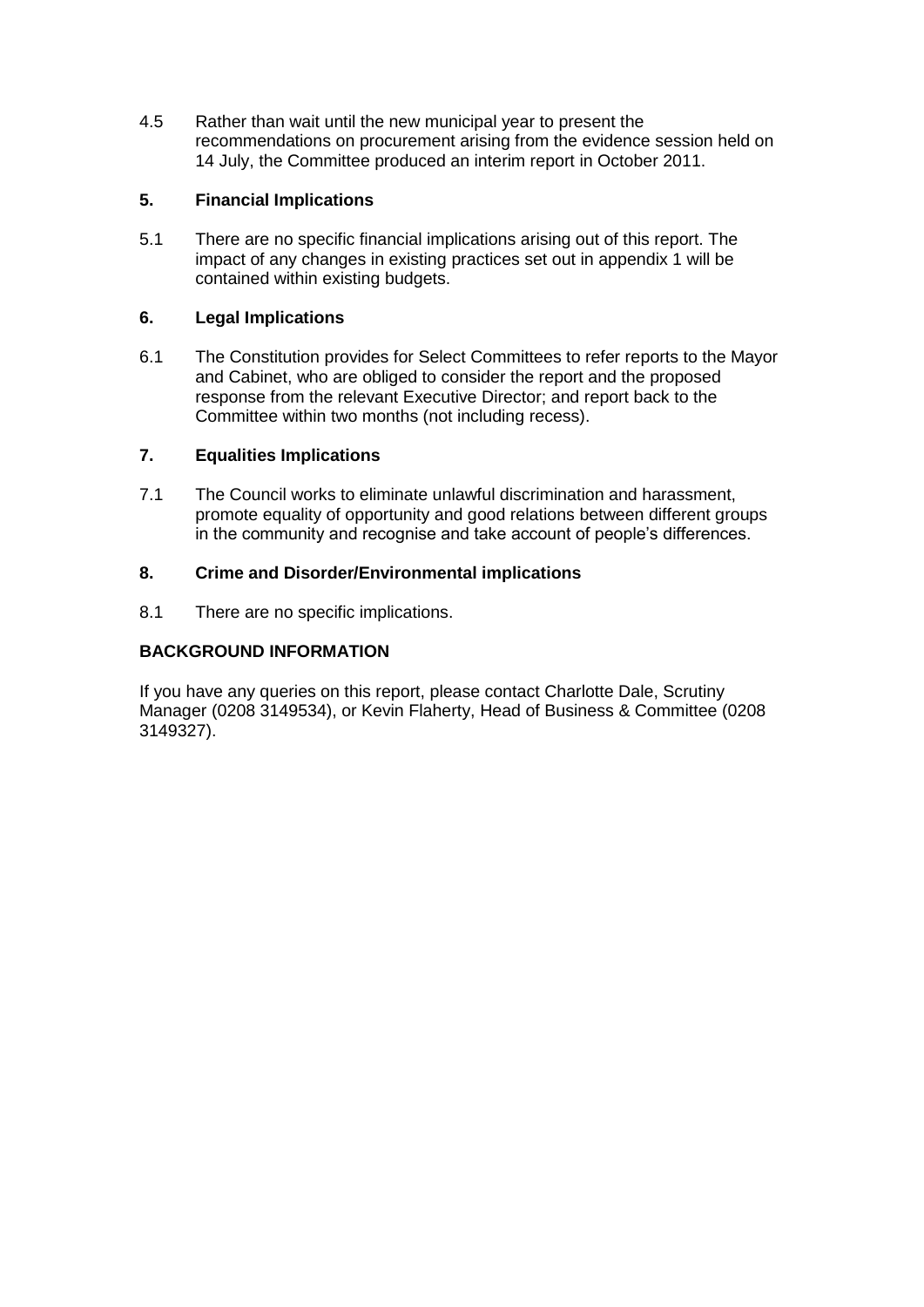4.5 Rather than wait until the new municipal year to present the recommendations on procurement arising from the evidence session held on 14 July, the Committee produced an interim report in October 2011.

## 5. Financial Implications

5.1 There are no specific financial implications arising out of this report. The impact of any changes in existing practices set out in appendix 1 will be contained within existing budgets.

## 6. Legal Implications

6.1 The Constitution provides for Select Committees to refer reports to the Mayor and Cabinet, who are obliged to consider the report and the proposed response from the relevant Executive Director; and report back to the Committee within two months (not including recess).

## 7. Equalities Implications

7.1 The Council works to eliminate unlawful discrimination and harassment, promote equality of opportunity and good relations between different groups in the community and recognise and take account of people's differences.

## 8. Crime and Disorder/Environmental implications

8.1 There are no specific implications.

## BACKGROUND INFORMATION

If you have any queries on this report, please contact Charlotte Dale, Scrutiny Manager (0208 3149534), or Kevin Flaherty, Head of Business & Committee (0208 3149327).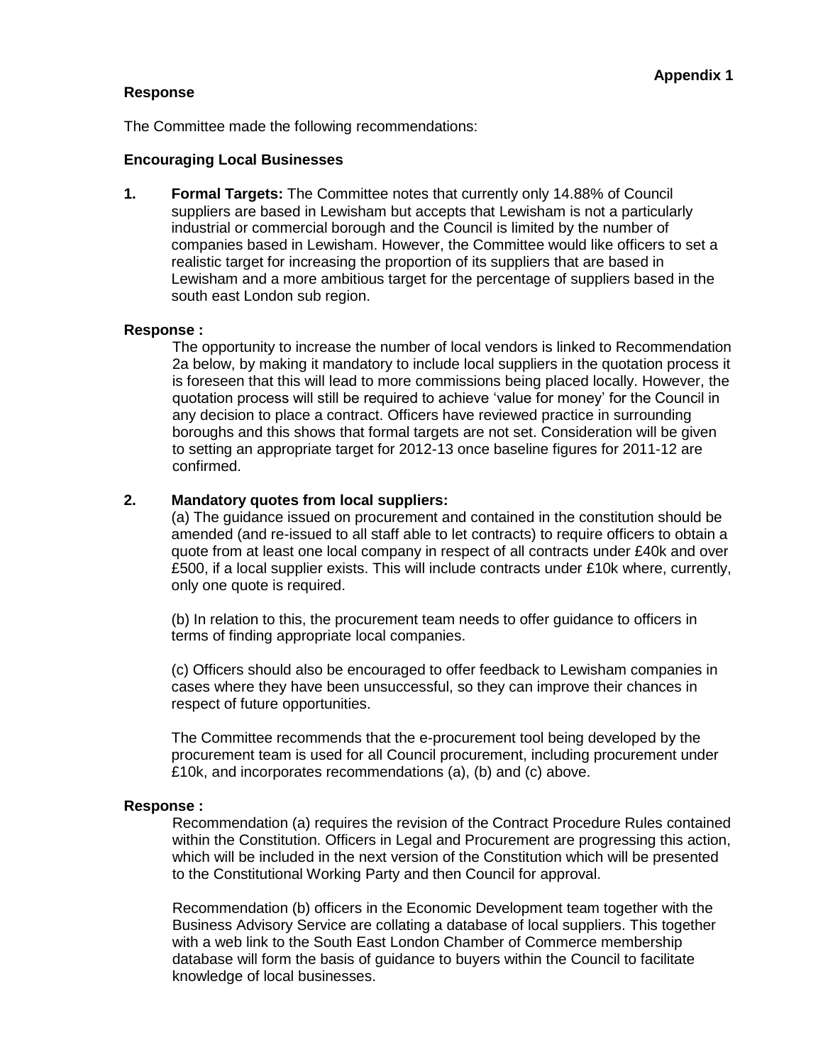**Appendix 1**

**Response**

The Committee made the following recommendations:

**Encouraging Local Businesses**

**1. Formal Targets:** The Committee notes that currently only 14.88% of Council suppliers are based in Lewisham but accepts that Lewisham is not a particularly industrial or commercial borough and the Council is limited by the number of companies based in Lewisham. However, the Committee would like officers to set a realistic target for increasing the proportion of its suppliers that are based in Lewisham and a more ambitious target for the percentage of suppliers based in the south east London sub region.

**Response :**

The opportunity to increase the number of local vendors is linked to Recommendation 2a below, by making it mandatory to include local suppliers in the quotation process it is foreseen that this will lead to more commissions being placed locally. However, the quotation process will still be required to achieve 'value for money' for the Council in any decision to place a contract. Officers have reviewed practice in surrounding boroughs and this shows that formal targets are not set. Consideration will be given to setting an appropriate target for 2012-13 once baseline figures for 2011-12 are confirmed.

**2. Mandatory quotes from local suppliers:**

(a) The guidance issued on procurement and contained in the constitution should be amended (and re-issued to all staff able to let contracts) to require officers to obtain a quote from at least one local company in respect of all contracts under £40k and over £500, if a local supplier exists. This will include contracts under £10k where, currently, only one quote is required.

(b) In relation to this, the procurement team needs to offer guidance to officers in terms of finding appropriate local companies.

(c) Officers should also be encouraged to offer feedback to Lewisham companies in cases where they have been unsuccessful, so they can improve their chances in respect of future opportunities.

The Committee recommends that the e-procurement tool being developed by the procurement team is used for all Council procurement, including procurement under £10k, and incorporates recommendations (a), (b) and (c) above.

**Response :**

Recommendation (a) requires the revision of the Contract Procedure Rules contained within the Constitution. Officers in Legal and Procurement are progressing this action, which will be included in the next version of the Constitution which will be presented to the Constitutional Working Party and then Council for approval.

Recommendation (b) officers in the Economic Development team together with the Business Advisory Service are collating a database of local suppliers. This together with a web link to the South East London Chamber of Commerce membership database will form the basis of guidance to buyers within the Council to facilitate knowledge of local businesses.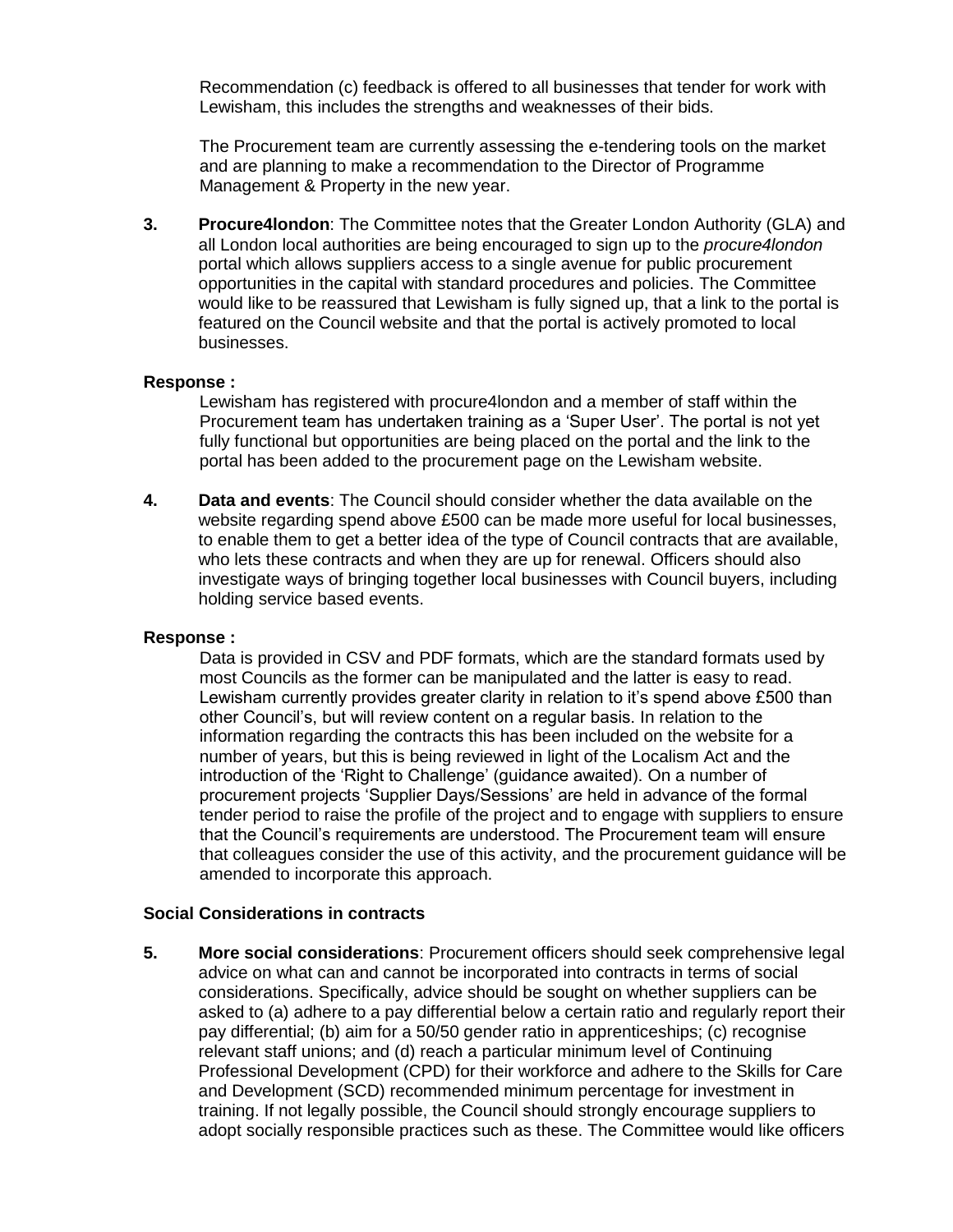Recommendation (c) feedback is offered to all businesses that tender for work with Lewisham, this includes the strengths and weaknesses of their bids.

The Procurement team are currently assessing the e-tendering tools on the market and are planning to make a recommendation to the Director of Programme Management & Property in the new year.

**3. Procure4london**: The Committee notes that the Greater London Authority (GLA) and all London local authorities are being encouraged to sign up to the *procure4london* portal which allows suppliers access to a single avenue for public procurement opportunities in the capital with standard procedures and policies. The Committee would like to be reassured that Lewisham is fully signed up, that a link to the portal is featured on the Council website and that the portal is actively promoted to local businesses.

**Response :**

Lewisham has registered with procure4london and a member of staff within the Procurement team has undertaken training as a 'Super User'. The portal is not yet fully functional but opportunities are being placed on the portal and the link to the portal has been added to the procurement page on the Lewisham website.

**4. Data and events**: The Council should consider whether the data available on the website regarding spend above £500 can be made more useful for local businesses, to enable them to get a better idea of the type of Council contracts that are available, who lets these contracts and when they are up for renewal. Officers should also investigate ways of bringing together local businesses with Council buyers, including holding service based events.

**Response :**

Data is provided in CSV and PDF formats, which are the standard formats used by most Councils as the former can be manipulated and the latter is easy to read. Lewisham currently provides greater clarity in relation to it's spend above £500 than other Council's, but will review content on a regular basis. In relation to the information regarding the contracts this has been included on the website for a number of years, but this is being reviewed in light of the Localism Act and the introduction of the 'Right to Challenge' (guidance awaited). On a number of procurement projects 'Supplier Days/Sessions' are held in advance of the formal tender period to raise the profile of the project and to engage with suppliers to ensure that the Council's requirements are understood. The Procurement team will ensure that colleagues consider the use of this activity, and the procurement guidance will be amended to incorporate this approach.

**Social Considerations in contracts**

**5. More social considerations**: Procurement officers should seek comprehensive legal advice on what can and cannot be incorporated into contracts in terms of social considerations. Specifically, advice should be sought on whether suppliers can be asked to (a) adhere to a pay differential below a certain ratio and regularly report their pay differential; (b) aim for a 50/50 gender ratio in apprenticeships; (c) recognise relevant staff unions; and (d) reach a particular minimum level of Continuing Professional Development (CPD) for their workforce and adhere to the Skills for Care and Development (SCD) recommended minimum percentage for investment in training. If not legally possible, the Council should strongly encourage suppliers to adopt socially responsible practices such as these. The Committee would like officers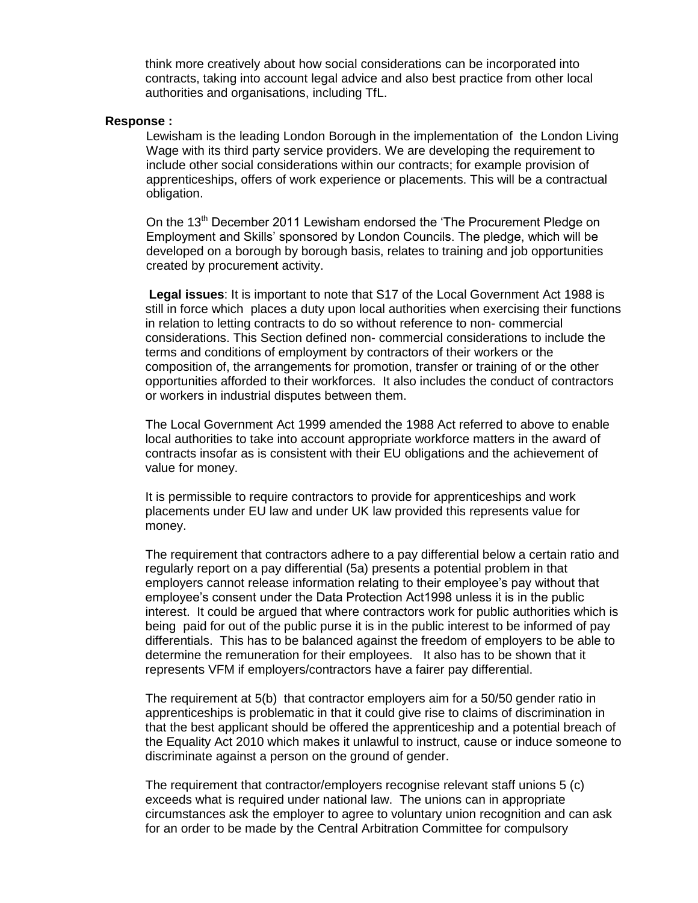think more creatively about how social considerations can be incorporated into contracts, taking into account legal advice and also best practice from other local authorities and organisations, including TfL.

**Response :**

Lewisham is the leading London Borough in the implementation of the London Living Wage with its third party service providers. We are developing the requirement to include other social considerations within our contracts; for example provision of apprenticeships, offers of work experience or placements. This will be a contractual obligation.

On the 13th December 2011 Lewisham endorsed the 'The Procurement Pledge on Employment and Skills' sponsored by London Councils. The pledge, which will be developed on a borough by borough basis, relates to training and job opportunities created by procurement activity.

**Legal issues**: It is important to note that S17 of the Local Government Act 1988 is still in force which places a duty upon local authorities when exercising their functions in relation to letting contracts to do so without reference to non- commercial considerations. This Section defined non- commercial considerations to include the terms and conditions of employment by contractors of their workers or the composition of, the arrangements for promotion, transfer or training of or the other opportunities afforded to their workforces. It also includes the conduct of contractors or workers in industrial disputes between them.

The Local Government Act 1999 amended the 1988 Act referred to above to enable local authorities to take into account appropriate workforce matters in the award of contracts insofar as is consistent with their EU obligations and the achievement of value for money.

It is permissible to require contractors to provide for apprenticeships and work placements under EU law and under UK law provided this represents value for money.

The requirement that contractors adhere to a pay differential below a certain ratio and regularly report on a pay differential (5a) presents a potential problem in that employers cannot release information relating to their employee's pay without that employee's consent under the Data Protection Act1998 unless it is in the public interest. It could be argued that where contractors work for public authorities which is being paid for out of the public purse it is in the public interest to be informed of pay differentials. This has to be balanced against the freedom of employers to be able to determine the remuneration for their employees. It also has to be shown that it represents VFM if employers/contractors have a fairer pay differential.

The requirement at 5(b) that contractor employers aim for a 50/50 gender ratio in apprenticeships is problematic in that it could give rise to claims of discrimination in that the best applicant should be offered the apprenticeship and a potential breach of the Equality Act 2010 which makes it unlawful to instruct, cause or induce someone to discriminate against a person on the ground of gender.

The requirement that contractor/employers recognise relevant staff unions 5 (c) exceeds what is required under national law. The unions can in appropriate circumstances ask the employer to agree to voluntary union recognition and can ask for an order to be made by the Central Arbitration Committee for compulsory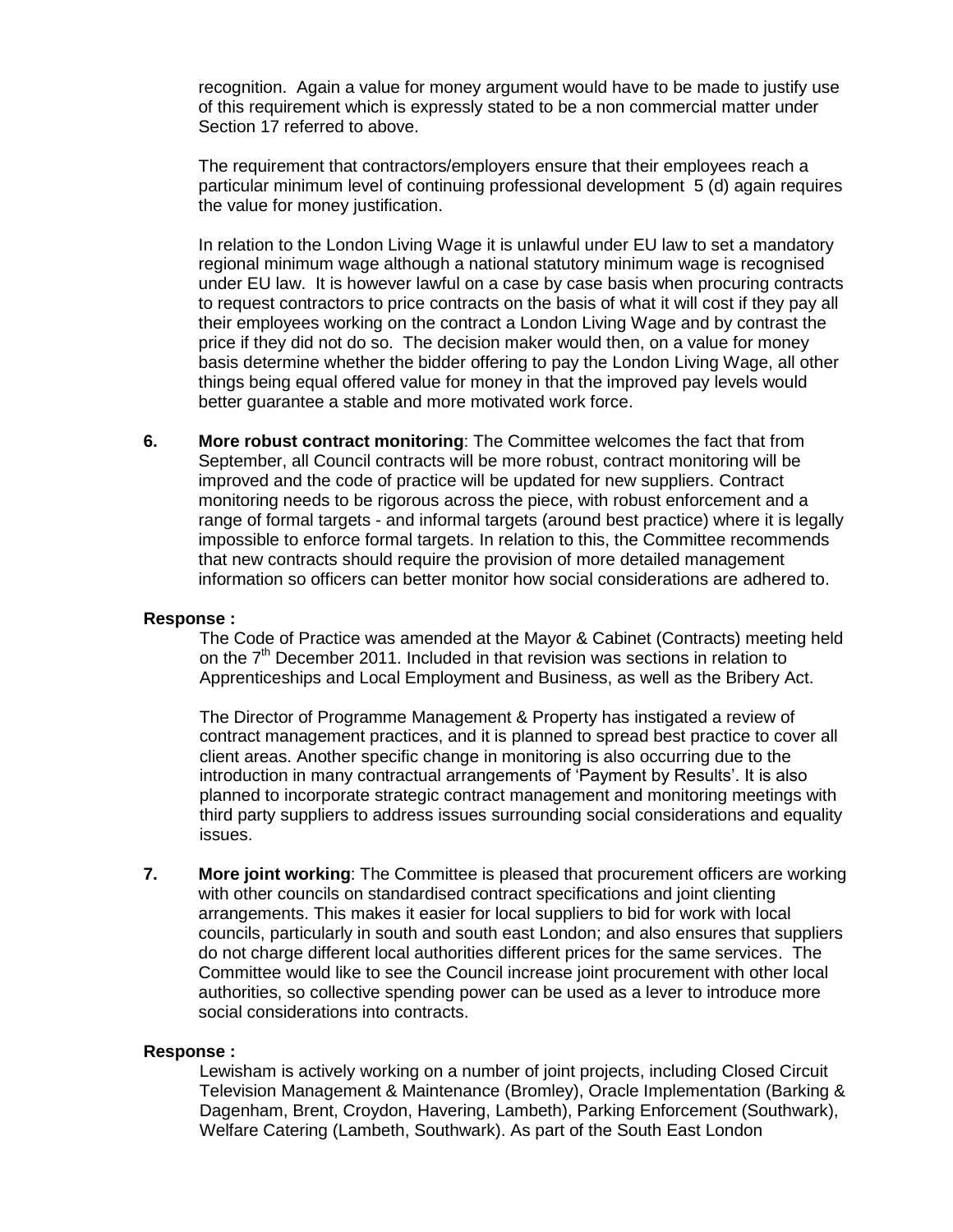recognition. Again a value for money argument would have to be made to justify use of this requirement which is expressly stated to be a non commercial matter under Section 17 referred to above.

The requirement that contractors/employers ensure that their employees reach a particular minimum level of continuing professional development 5 (d) again requires the value for money justification.

In relation to the London Living Wage it is unlawful under EU law to set a mandatory regional minimum wage although a national statutory minimum wage is recognised under EU law. It is however lawful on a case by case basis when procuring contracts to request contractors to price contracts on the basis of what it will cost if they pay all their employees working on the contract a London Living Wage and by contrast the price if they did not do so. The decision maker would then, on a value for money basis determine whether the bidder offering to pay the London Living Wage, all other things being equal offered value for money in that the improved pay levels would better guarantee a stable and more motivated work force.

**6.** **More robust contract monitoring**: The Committee welcomes the fact that from September, all Council contracts will be more robust, contract monitoring will be improved and the code of practice will be updated for new suppliers. Contract monitoring needs to be rigorous across the piece, with robust enforcement and a range of formal targets - and informal targets (around best practice) where it is legally impossible to enforce formal targets. In relation to this, the Committee recommends that new contracts should require the provision of more detailed management information so officers can better monitor how social considerations are adhered to.

**Response :**

The Code of Practice was amended at the Mayor & Cabinet (Contracts) meeting held on the 7th December 2011. Included in that revision was sections in relation to Apprenticeships and Local Employment and Business, as well as the Bribery Act.

The Director of Programme Management & Property has instigated a review of contract management practices, and it is planned to spread best practice to cover all client areas. Another specific change in monitoring is also occurring due to the introduction in many contractual arrangements of 'Payment by Results'. It is also planned to incorporate strategic contract management and monitoring meetings with third party suppliers to address issues surrounding social considerations and equality issues.

**7.** **More joint working**: The Committee is pleased that procurement officers are working with other councils on standardised contract specifications and joint clienting arrangements. This makes it easier for local suppliers to bid for work with local councils, particularly in south and south east London; and also ensures that suppliers do not charge different local authorities different prices for the same services. The Committee would like to see the Council increase joint procurement with other local authorities, so collective spending power can be used as a lever to introduce more social considerations into contracts.

**Response :**

Lewisham is actively working on a number of joint projects, including Closed Circuit Television Management & Maintenance (Bromley), Oracle Implementation (Barking & Dagenham, Brent, Croydon, Havering, Lambeth), Parking Enforcement (Southwark), Welfare Catering (Lambeth, Southwark). As part of the South East London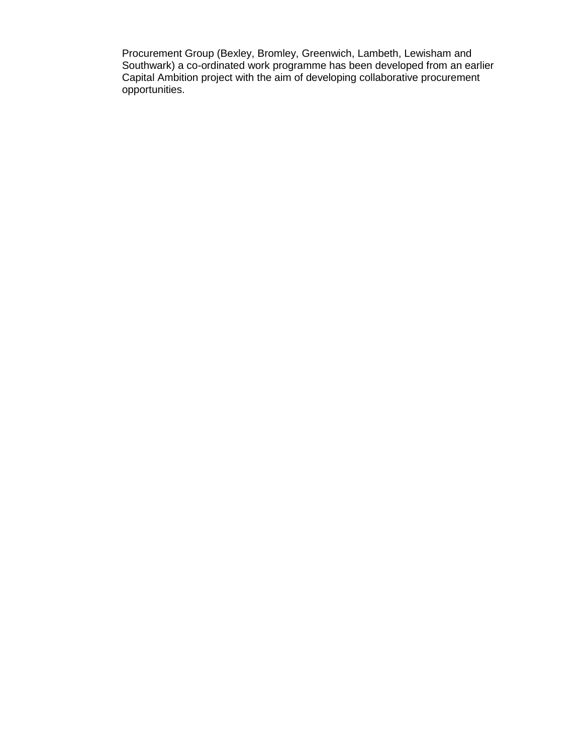Procurement Group (Bexley, Bromley, Greenwich, Lambeth, Lewisham and Southwark) a co-ordinated work programme has been developed from an earlier Capital Ambition project with the aim of developing collaborative procurement opportunities.